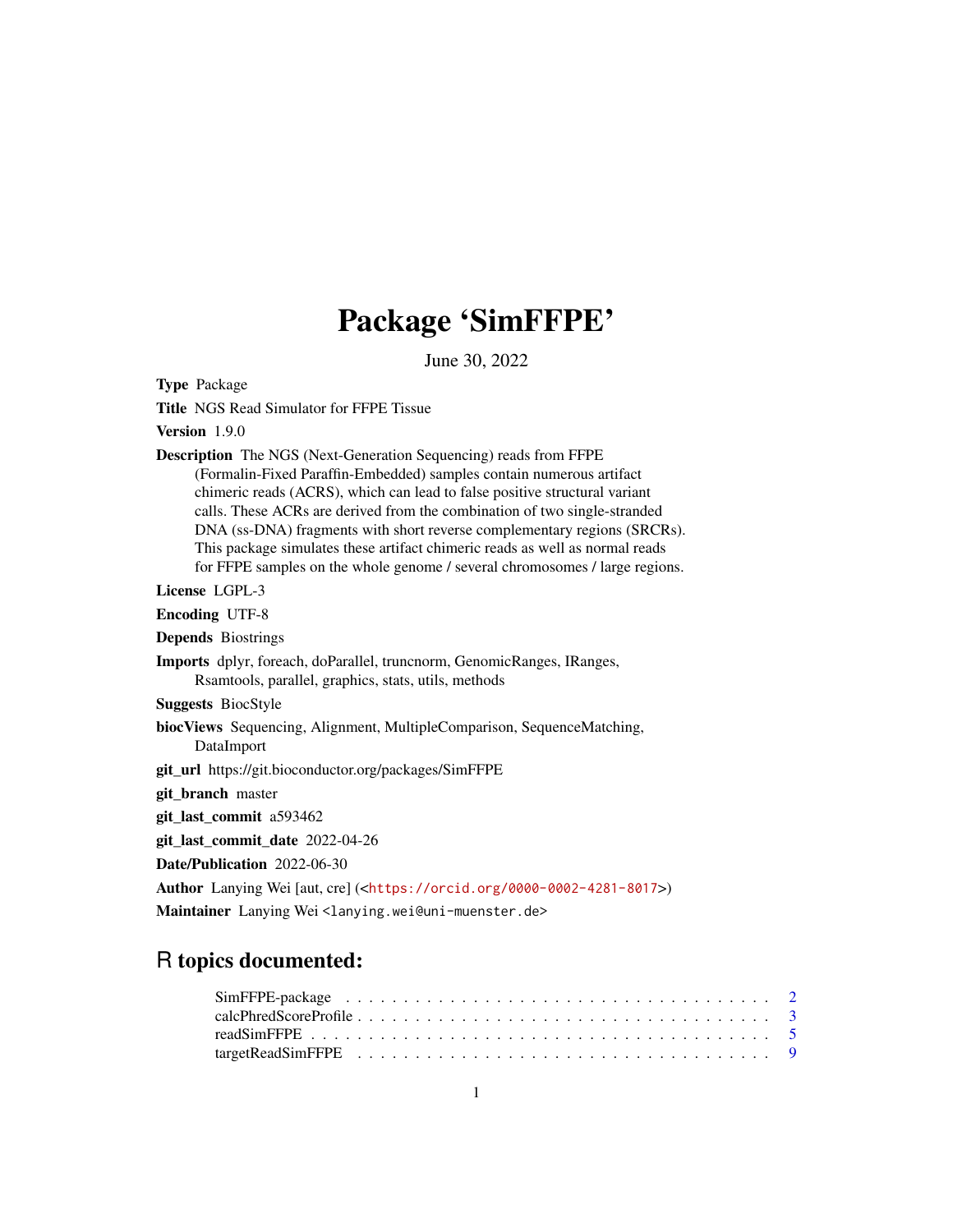# Package 'SimFFPE'

June 30, 2022

**Type** Package

**Title** NGS Read Simulator for FFPE Tissue

**Version** 1.9.0

**Description** The NGS (Next-Generation Sequencing) reads from FFPE (Formalin-Fixed Paraffin-Embedded) samples contain numerous artifact chimeric reads (ACRS), which can lead to false positive structural variant calls. These ACRs are derived from the combination of two single-stranded DNA (ss-DNA) fragments with short reverse complementary regions (SRCRs). This package simulates these artifact chimeric reads as well as normal reads for FFPE samples on the whole genome / several chromosomes / large regions.

**License** LGPL-3

**Encoding** UTF-8

**Depends** Biostrings

**Imports** dplyr, foreach, doParallel, truncnorm, GenomicRanges, IRanges, Rsamtools, parallel, graphics, stats, utils, methods

**Suggests** BiocStyle

**biocViews** Sequencing, Alignment, MultipleComparison, SequenceMatching, DataImport

**git_url** https://git.bioconductor.org/packages/SimFFPE

**git_branch** master

**git_last_commit** a593462

**git_last_commit_date** 2022-04-26

**Date/Publication** 2022-06-30

**Author** Lanying Wei [aut, cre] (<https://orcid.org/0000-0002-4281-8017>)

**Maintainer** Lanying Wei <lanying.wei@uni-muenster.de>

## R topics documented:

- SimFFPE-package . . . . . . . . . . 2
- calcPhredScoreProfile . . . . . . . . . . 3
- readSimFFPE . . . . . . . . . . 5
- targetReadSimFFPE . . . . . . . . . . 9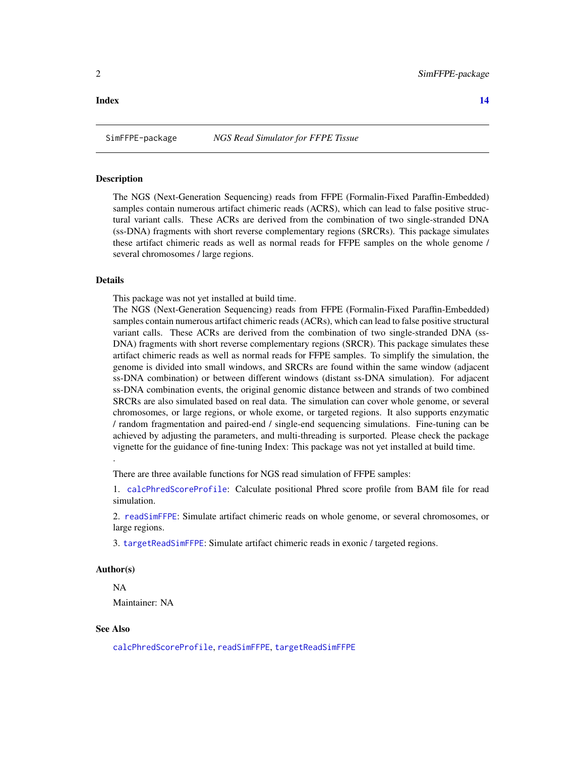**Index** 14

SimFFPE-package *NGS Read Simulator for FFPE Tissue*

### Description

The NGS (Next-Generation Sequencing) reads from FFPE (Formalin-Fixed Paraffin-Embedded) samples contain numerous artifact chimeric reads (ACRS), which can lead to false positive structural variant calls. These ACRs are derived from the combination of two single-stranded DNA (ss-DNA) fragments with short reverse complementary regions (SRCRs). This package simulates these artifact chimeric reads as well as normal reads for FFPE samples on the whole genome / several chromosomes / large regions.

### Details

This package was not yet installed at build time.
The NGS (Next-Generation Sequencing) reads from FFPE (Formalin-Fixed Paraffin-Embedded) samples contain numerous artifact chimeric reads (ACRs), which can lead to false positive structural variant calls. These ACRs are derived from the combination of two single-stranded DNA (ss-DNA) fragments with short reverse complementary regions (SRCR). This package simulates these artifact chimeric reads as well as normal reads for FFPE samples. To simplify the simulation, the genome is divided into small windows, and SRCRs are found within the same window (adjacent ss-DNA combination) or between different windows (distant ss-DNA simulation). For adjacent ss-DNA combination events, the original genomic distance between and strands of two combined SRCRs are also simulated based on real data. The simulation can cover whole genome, or several chromosomes, or large regions, or whole exome, or targeted regions. It also supports enzymatic / random fragmentation and paired-end / single-end sequencing simulations. Fine-tuning can be achieved by adjusting the parameters, and multi-threading is surported. Please check the package vignette for the guidance of fine-tuning Index: This package was not yet installed at build time.
.

There are three available functions for NGS read simulation of FFPE samples:

1. `calcPhredScoreProfile`: Calculate positional Phred score profile from BAM file for read simulation.

2. `readSimFFPE`: Simulate artifact chimeric reads on whole genome, or several chromosomes, or large regions.

3. `targetReadSimFFPE`: Simulate artifact chimeric reads in exonic / targeted regions.

### Author(s)

NA

Maintainer: NA

### See Also

`calcPhredScoreProfile`, `readSimFFPE`, `targetReadSimFFPE`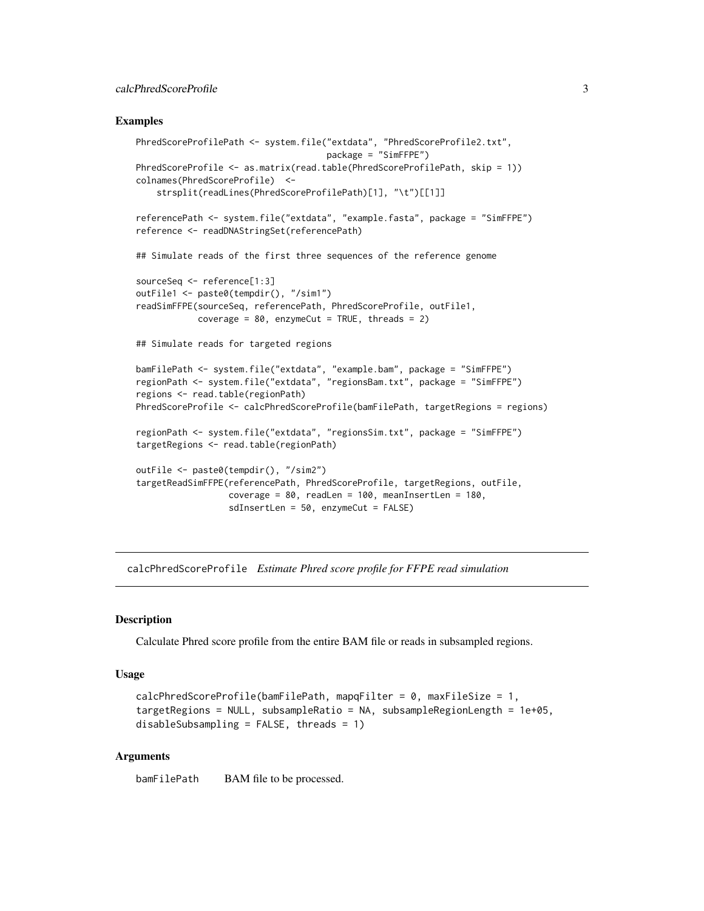### Examples

```
PhredScoreProfilePath <- system.file("extdata", "PhredScoreProfile2.txt",
                                     package = "SimFFPE")
PhredScoreProfile <- as.matrix(read.table(PhredScoreProfilePath, skip = 1))
colnames(PhredScoreProfile)  <-
    strsplit(readLines(PhredScoreProfilePath)[1], "\t")[[1]]

referencePath <- system.file("extdata", "example.fasta", package = "SimFFPE")
reference <- readDNAStringSet(referencePath)

## Simulate reads of the first three sequences of the reference genome

sourceSeq <- reference[1:3]
outFile1 <- paste0(tempdir(), "/sim1")
readSimFFPE(sourceSeq, referencePath, PhredScoreProfile, outFile1,
            coverage = 80, enzymeCut = TRUE, threads = 2)

## Simulate reads for targeted regions

bamFilePath <- system.file("extdata", "example.bam", package = "SimFFPE")
regionPath <- system.file("extdata", "regionsBam.txt", package = "SimFFPE")
regions <- read.table(regionPath)
PhredScoreProfile <- calcPhredScoreProfile(bamFilePath, targetRegions = regions)

regionPath <- system.file("extdata", "regionsSim.txt", package = "SimFFPE")
targetRegions <- read.table(regionPath)

outFile <- paste0(tempdir(), "/sim2")
targetReadSimFFPE(referencePath, PhredScoreProfile, targetRegions, outFile,
                  coverage = 80, readLen = 100, meanInsertLen = 180,
                  sdInsertLen = 50, enzymeCut = FALSE)
```

---

## calcPhredScoreProfile *Estimate Phred score profile for FFPE read simulation*

---

### Description

Calculate Phred score profile from the entire BAM file or reads in subsampled regions.

### Usage

```
calcPhredScoreProfile(bamFilePath, mapqFilter = 0, maxFileSize = 1,
targetRegions = NULL, subsampleRatio = NA, subsampleRegionLength = 1e+05,
disableSubsampling = FALSE, threads = 1)
```

### Arguments

`bamFilePath` BAM file to be processed.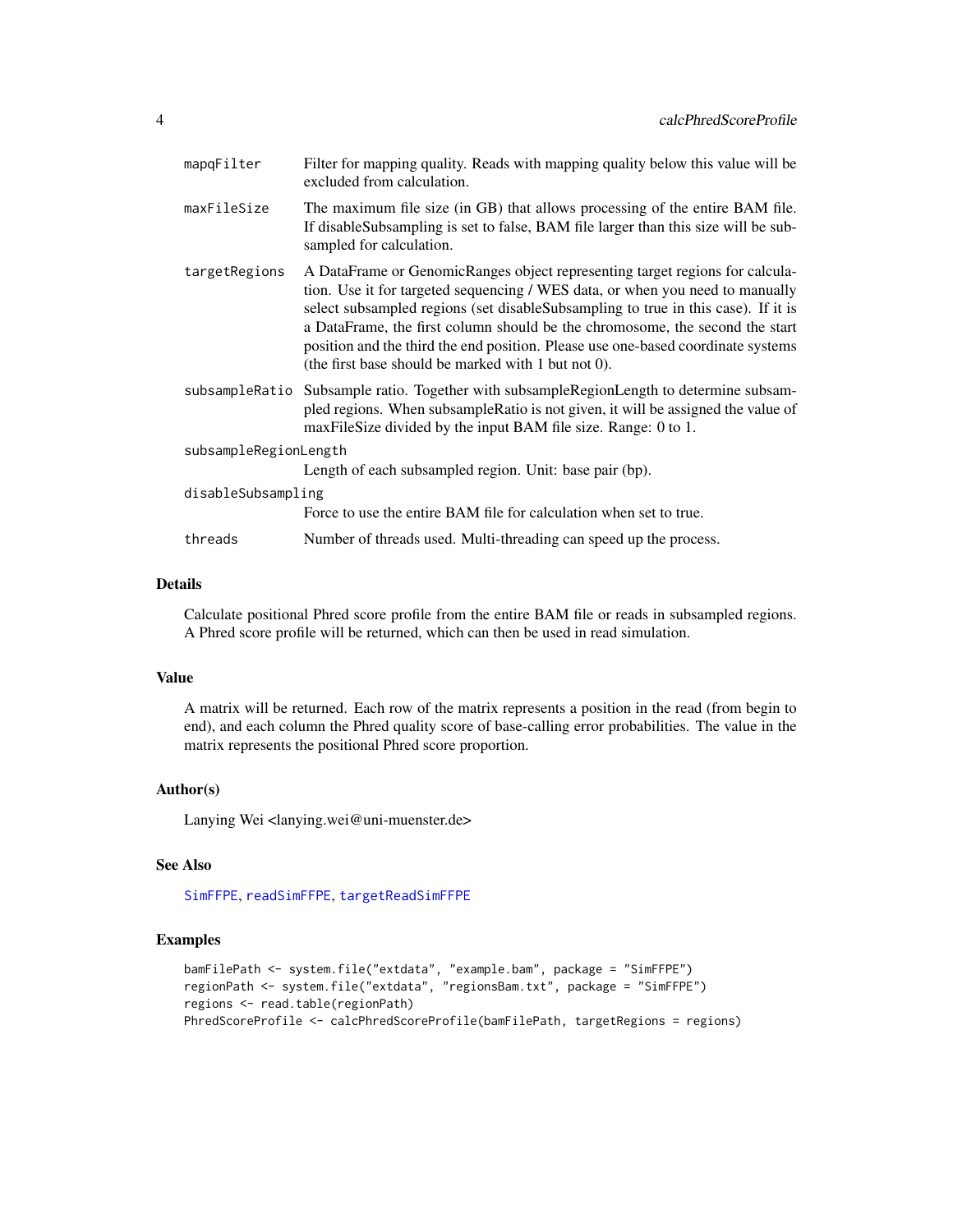| | |
|---|---|
| mapqFilter | Filter for mapping quality. Reads with mapping quality below this value will be excluded from calculation. |
| maxFileSize | The maximum file size (in GB) that allows processing of the entire BAM file. If disableSubsampling is set to false, BAM file larger than this size will be subsampled for calculation. |
| targetRegions | A DataFrame or GenomicRanges object representing target regions for calculation. Use it for targeted sequencing / WES data, or when you need to manually select subsampled regions (set disableSubsampling to true in this case). If it is a DataFrame, the first column should be the chromosome, the second the start position and the third the end position. Please use one-based coordinate systems (the first base should be marked with 1 but not 0). |
| subsampleRatio | Subsample ratio. Together with subsampleRegionLength to determine subsampled regions. When subsampleRatio is not given, it will be assigned the value of maxFileSize divided by the input BAM file size. Range: 0 to 1. |
| subsampleRegionLength | Length of each subsampled region. Unit: base pair (bp). |
| disableSubsampling | Force to use the entire BAM file for calculation when set to true. |
| threads | Number of threads used. Multi-threading can speed up the process. |

## Details

Calculate positional Phred score profile from the entire BAM file or reads in subsampled regions. A Phred score profile will be returned, which can then be used in read simulation.

## Value

A matrix will be returned. Each row of the matrix represents a position in the read (from begin to end), and each column the Phred quality score of base-calling error probabilities. The value in the matrix represents the positional Phred score proportion.

## Author(s)

Lanying Wei <lanying.wei@uni-muenster.de>

## See Also

SimFFPE, readSimFFPE, targetReadSimFFPE

## Examples

```
bamFilePath <- system.file("extdata", "example.bam", package = "SimFFPE")
regionPath <- system.file("extdata", "regionsBam.txt", package = "SimFFPE")
regions <- read.table(regionPath)
PhredScoreProfile <- calcPhredScoreProfile(bamFilePath, targetRegions = regions)
```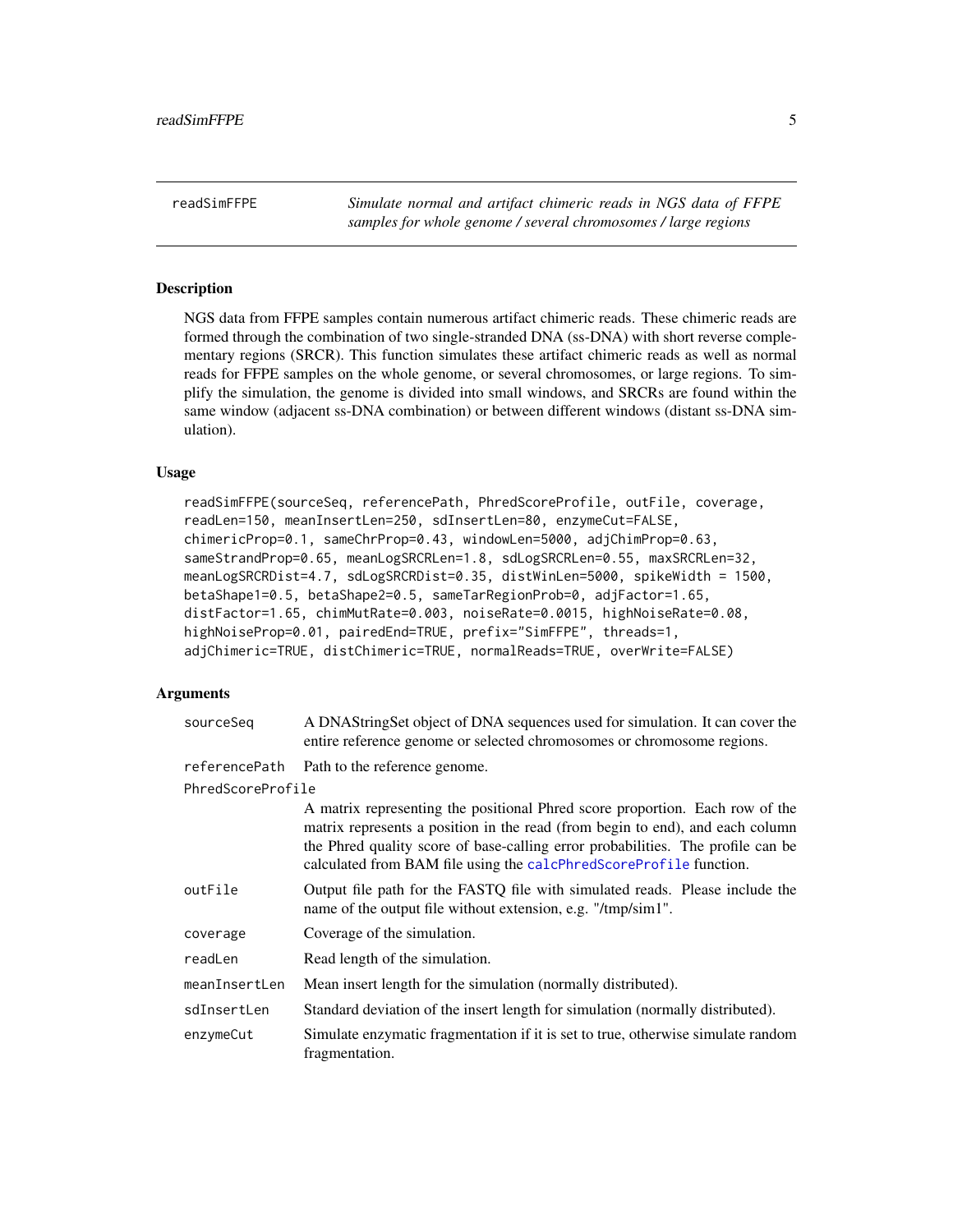## readSimFFPE

*Simulate normal and artifact chimeric reads in NGS data of FFPE samples for whole genome / several chromosomes / large regions*

### Description

NGS data from FFPE samples contain numerous artifact chimeric reads. These chimeric reads are formed through the combination of two single-stranded DNA (ss-DNA) with short reverse complementary regions (SRCR). This function simulates these artifact chimeric reads as well as normal reads for FFPE samples on the whole genome, or several chromosomes, or large regions. To simplify the simulation, the genome is divided into small windows, and SRCRs are found within the same window (adjacent ss-DNA combination) or between different windows (distant ss-DNA simulation).

### Usage

```
readSimFFPE(sourceSeq, referencePath, PhredScoreProfile, outFile, coverage,
readLen=150, meanInsertLen=250, sdInsertLen=80, enzymeCut=FALSE,
chimericProp=0.1, sameChrProp=0.43, windowLen=5000, adjChimProp=0.63,
sameStrandProp=0.65, meanLogSRCRLen=1.8, sdLogSRCRLen=0.55, maxSRCRLen=32,
meanLogSRCRDist=4.7, sdLogSRCRDist=0.35, distWinLen=5000, spikeWidth = 1500,
betaShape1=0.5, betaShape2=0.5, sameTarRegionProb=0, adjFactor=1.65,
distFactor=1.65, chimMutRate=0.003, noiseRate=0.0015, highNoiseRate=0.08,
highNoiseProp=0.01, pairedEnd=TRUE, prefix="SimFFPE", threads=1,
adjChimeric=TRUE, distChimeric=TRUE, normalReads=TRUE, overWrite=FALSE)
```

### Arguments

| Argument | Description |
|---|---|
| `sourceSeq` | A DNAStringSet object of DNA sequences used for simulation. It can cover the entire reference genome or selected chromosomes or chromosome regions. |
| `referencePath` | Path to the reference genome. |
| `PhredScoreProfile` | A matrix representing the positional Phred score proportion. Each row of the matrix represents a position in the read (from begin to end), and each column the Phred quality score of base-calling error probabilities. The profile can be calculated from BAM file using the `calcPhredScoreProfile` function. |
| `outFile` | Output file path for the FASTQ file with simulated reads. Please include the name of the output file without extension, e.g. "/tmp/sim1". |
| `coverage` | Coverage of the simulation. |
| `readLen` | Read length of the simulation. |
| `meanInsertLen` | Mean insert length for the simulation (normally distributed). |
| `sdInsertLen` | Standard deviation of the insert length for simulation (normally distributed). |
| `enzymeCut` | Simulate enzymatic fragmentation if it is set to true, otherwise simulate random fragmentation. |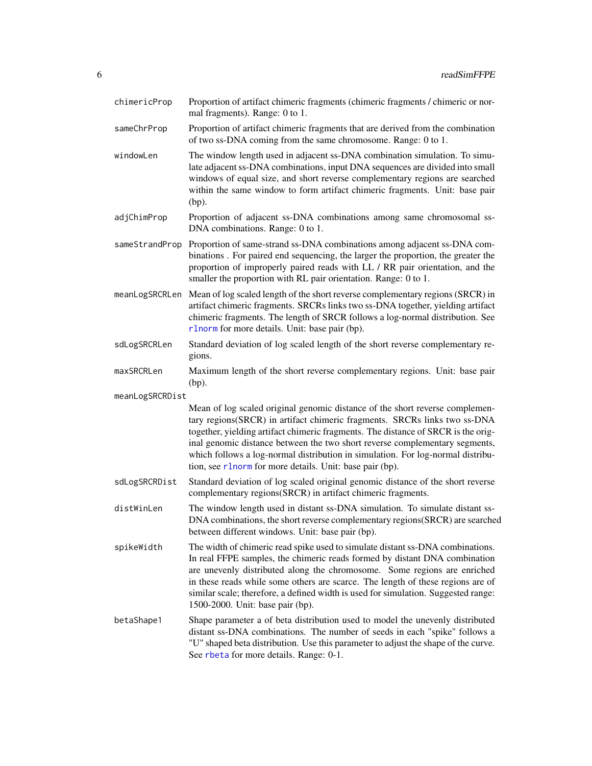| | |
|---|---|
| `chimericProp` | Proportion of artifact chimeric fragments (chimeric fragments / chimeric or normal fragments). Range: 0 to 1. |
| `sameChrProp` | Proportion of artifact chimeric fragments that are derived from the combination of two ss-DNA coming from the same chromosome. Range: 0 to 1. |
| `windowLen` | The window length used in adjacent ss-DNA combination simulation. To simulate adjacent ss-DNA combinations, input DNA sequences are divided into small windows of equal size, and short reverse complementary regions are searched within the same window to form artifact chimeric fragments. Unit: base pair (bp). |
| `adjChimProp` | Proportion of adjacent ss-DNA combinations among same chromosomal ss-DNA combinations. Range: 0 to 1. |
| `sameStrandProp` | Proportion of same-strand ss-DNA combinations among adjacent ss-DNA combinations . For paired end sequencing, the larger the proportion, the greater the proportion of improperly paired reads with LL / RR pair orientation, and the smaller the proportion with RL pair orientation. Range: 0 to 1. |
| `meanLogSRCRLen` | Mean of log scaled length of the short reverse complementary regions (SRCR) in artifact chimeric fragments. SRCRs links two ss-DNA together, yielding artifact chimeric fragments. The length of SRCR follows a log-normal distribution. See `rlnorm` for more details. Unit: base pair (bp). |
| `sdLogSRCRLen` | Standard deviation of log scaled length of the short reverse complementary regions. |
| `maxSRCRLen` | Maximum length of the short reverse complementary regions. Unit: base pair (bp). |
| `meanLogSRCRDist` | Mean of log scaled original genomic distance of the short reverse complementary regions(SRCR) in artifact chimeric fragments. SRCRs links two ss-DNA together, yielding artifact chimeric fragments. The distance of SRCR is the original genomic distance between the two short reverse complementary segments, which follows a log-normal distribution in simulation. For log-normal distribution, see `rlnorm` for more details. Unit: base pair (bp). |
| `sdLogSRCRDist` | Standard deviation of log scaled original genomic distance of the short reverse complementary regions(SRCR) in artifact chimeric fragments. |
| `distWinLen` | The window length used in distant ss-DNA simulation. To simulate distant ss-DNA combinations, the short reverse complementary regions(SRCR) are searched between different windows. Unit: base pair (bp). |
| `spikeWidth` | The width of chimeric read spike used to simulate distant ss-DNA combinations. In real FFPE samples, the chimeric reads formed by distant DNA combination are unevenly distributed along the chromosome. Some regions are enriched in these reads while some others are scarce. The length of these regions are of similar scale; therefore, a defined width is used for simulation. Suggested range: 1500-2000. Unit: base pair (bp). |
| `betaShape1` | Shape parameter a of beta distribution used to model the unevenly distributed distant ss-DNA combinations. The number of seeds in each "spike" follows a "U" shaped beta distribution. Use this parameter to adjust the shape of the curve. See `rbeta` for more details. Range: 0-1. |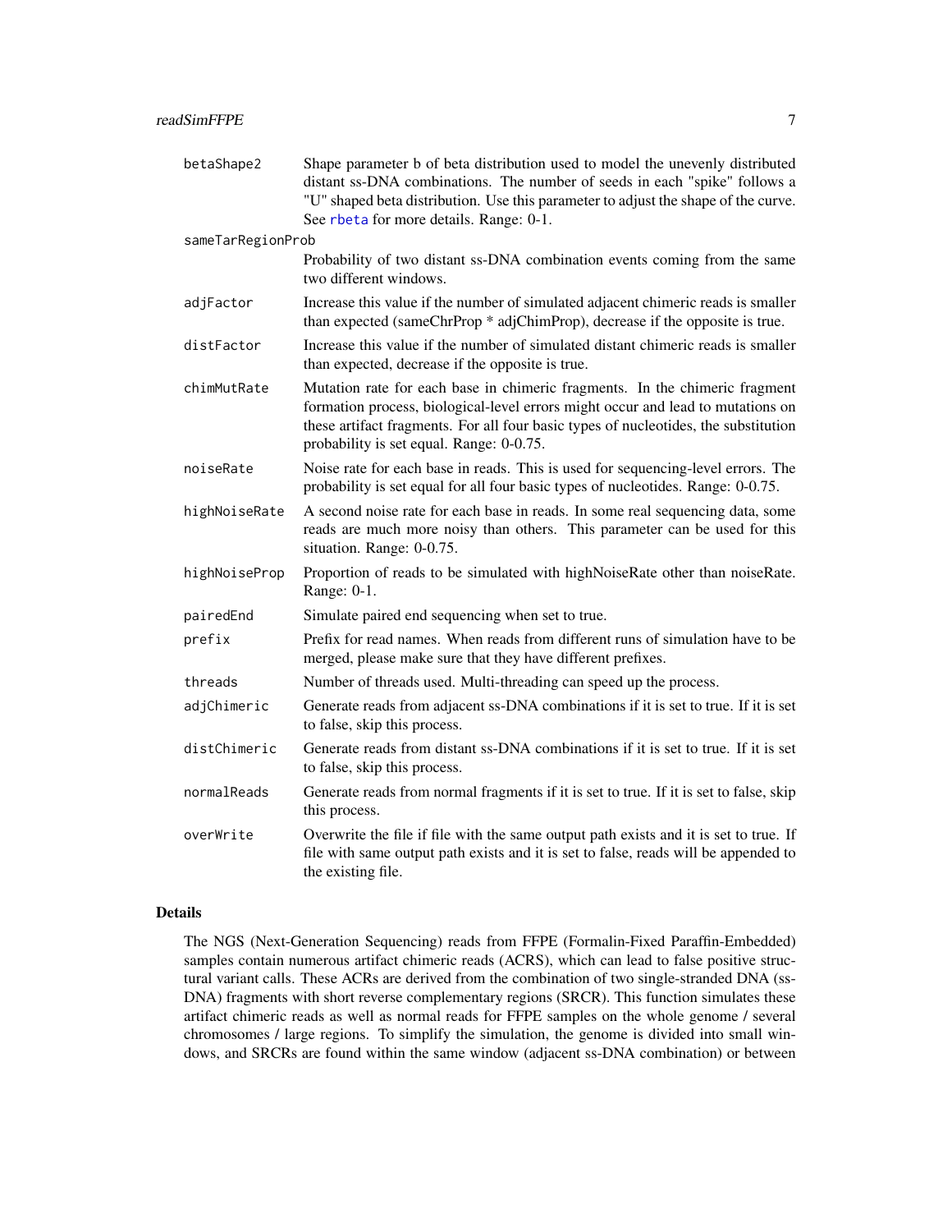| | |
|---|---|
| `betaShape2` | Shape parameter b of beta distribution used to model the unevenly distributed distant ss-DNA combinations. The number of seeds in each "spike" follows a "U" shaped beta distribution. Use this parameter to adjust the shape of the curve. See rbeta for more details. Range: 0-1. |
| `sameTarRegionProb` | Probability of two distant ss-DNA combination events coming from the same two different windows. |
| `adjFactor` | Increase this value if the number of simulated adjacent chimeric reads is smaller than expected (sameChrProp * adjChimProp), decrease if the opposite is true. |
| `distFactor` | Increase this value if the number of simulated distant chimeric reads is smaller than expected, decrease if the opposite is true. |
| `chimMutRate` | Mutation rate for each base in chimeric fragments. In the chimeric fragment formation process, biological-level errors might occur and lead to mutations on these artifact fragments. For all four basic types of nucleotides, the substitution probability is set equal. Range: 0-0.75. |
| `noiseRate` | Noise rate for each base in reads. This is used for sequencing-level errors. The probability is set equal for all four basic types of nucleotides. Range: 0-0.75. |
| `highNoiseRate` | A second noise rate for each base in reads. In some real sequencing data, some reads are much more noisy than others. This parameter can be used for this situation. Range: 0-0.75. |
| `highNoiseProp` | Proportion of reads to be simulated with highNoiseRate other than noiseRate. Range: 0-1. |
| `pairedEnd` | Simulate paired end sequencing when set to true. |
| `prefix` | Prefix for read names. When reads from different runs of simulation have to be merged, please make sure that they have different prefixes. |
| `threads` | Number of threads used. Multi-threading can speed up the process. |
| `adjChimeric` | Generate reads from adjacent ss-DNA combinations if it is set to true. If it is set to false, skip this process. |
| `distChimeric` | Generate reads from distant ss-DNA combinations if it is set to true. If it is set to false, skip this process. |
| `normalReads` | Generate reads from normal fragments if it is set to true. If it is set to false, skip this process. |
| `overWrite` | Overwrite the file if file with the same output path exists and it is set to true. If file with same output path exists and it is set to false, reads will be appended to the existing file. |

## Details

The NGS (Next-Generation Sequencing) reads from FFPE (Formalin-Fixed Paraffin-Embedded) samples contain numerous artifact chimeric reads (ACRS), which can lead to false positive structural variant calls. These ACRs are derived from the combination of two single-stranded DNA (ss-DNA) fragments with short reverse complementary regions (SRCR). This function simulates these artifact chimeric reads as well as normal reads for FFPE samples on the whole genome / several chromosomes / large regions. To simplify the simulation, the genome is divided into small windows, and SRCRs are found within the same window (adjacent ss-DNA combination) or between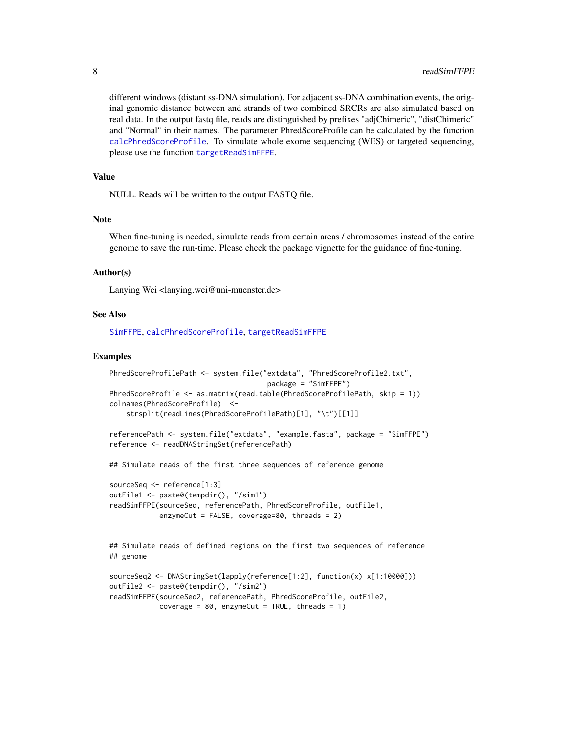different windows (distant ss-DNA simulation). For adjacent ss-DNA combination events, the original genomic distance between and strands of two combined SRCRs are also simulated based on real data. In the output fastq file, reads are distinguished by prefixes "adjChimeric", "distChimeric" and "Normal" in their names. The parameter PhredScoreProfile can be calculated by the function calcPhredScoreProfile. To simulate whole exome sequencing (WES) or targeted sequencing, please use the function targetReadSimFFPE.

### Value

NULL. Reads will be written to the output FASTQ file.

### Note

When fine-tuning is needed, simulate reads from certain areas / chromosomes instead of the entire genome to save the run-time. Please check the package vignette for the guidance of fine-tuning.

### Author(s)

Lanying Wei <lanying.wei@uni-muenster.de>

### See Also

SimFFPE, calcPhredScoreProfile, targetReadSimFFPE

### Examples

```
PhredScoreProfilePath <- system.file("extdata", "PhredScoreProfile2.txt",
                                     package = "SimFFPE")
PhredScoreProfile <- as.matrix(read.table(PhredScoreProfilePath, skip = 1))
colnames(PhredScoreProfile)  <-
    strsplit(readLines(PhredScoreProfilePath)[1], "\t")[[1]]

referencePath <- system.file("extdata", "example.fasta", package = "SimFFPE")
reference <- readDNAStringSet(referencePath)

## Simulate reads of the first three sequences of reference genome

sourceSeq <- reference[1:3]
outFile1 <- paste0(tempdir(), "/sim1")
readSimFFPE(sourceSeq, referencePath, PhredScoreProfile, outFile1,
            enzymeCut = FALSE, coverage=80, threads = 2)


## Simulate reads of defined regions on the first two sequences of reference
## genome

sourceSeq2 <- DNAStringSet(lapply(reference[1:2], function(x) x[1:10000]))
outFile2 <- paste0(tempdir(), "/sim2")
readSimFFPE(sourceSeq2, referencePath, PhredScoreProfile, outFile2,
            coverage = 80, enzymeCut = TRUE, threads = 1)
```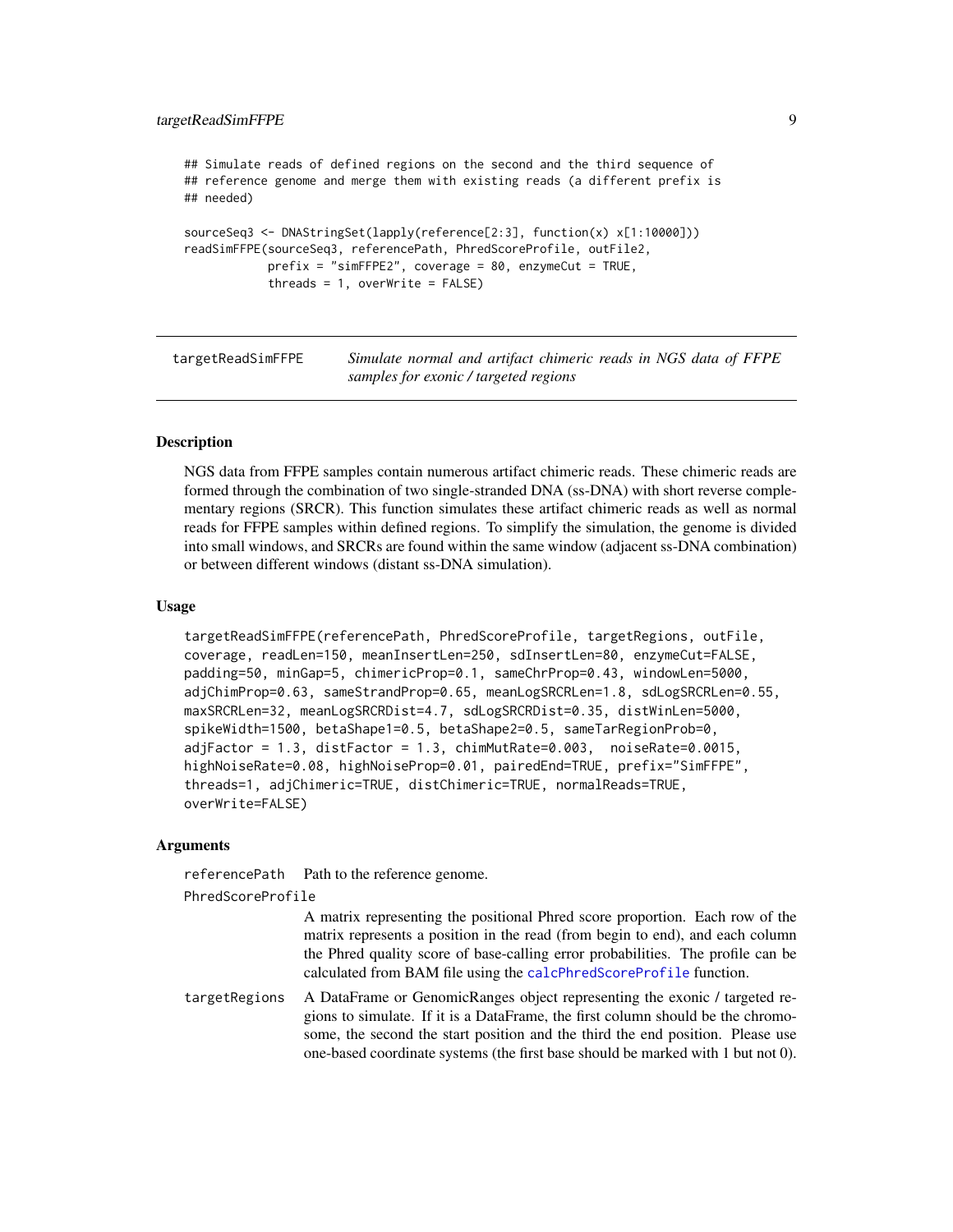```
## Simulate reads of defined regions on the second and the third sequence of
## reference genome and merge them with existing reads (a different prefix is
## needed)

sourceSeq3 <- DNAStringSet(lapply(reference[2:3], function(x) x[1:10000]))
readSimFFPE(sourceSeq3, referencePath, PhredScoreProfile, outFile2,
            prefix = "simFFPE2", coverage = 80, enzymeCut = TRUE,
            threads = 1, overWrite = FALSE)
```

---

## targetReadSimFFPE — *Simulate normal and artifact chimeric reads in NGS data of FFPE samples for exonic / targeted regions*

---

### Description

NGS data from FFPE samples contain numerous artifact chimeric reads. These chimeric reads are formed through the combination of two single-stranded DNA (ss-DNA) with short reverse complementary regions (SRCR). This function simulates these artifact chimeric reads as well as normal reads for FFPE samples within defined regions. To simplify the simulation, the genome is divided into small windows, and SRCRs are found within the same window (adjacent ss-DNA combination) or between different windows (distant ss-DNA simulation).

### Usage

```
targetReadSimFFPE(referencePath, PhredScoreProfile, targetRegions, outFile,
coverage, readLen=150, meanInsertLen=250, sdInsertLen=80, enzymeCut=FALSE,
padding=50, minGap=5, chimericProp=0.1, sameChrProp=0.43, windowLen=5000,
adjChimProp=0.63, sameStrandProp=0.65, meanLogSRCRLen=1.8, sdLogSRCRLen=0.55,
maxSRCRLen=32, meanLogSRCRDist=4.7, sdLogSRCRDist=0.35, distWinLen=5000,
spikeWidth=1500, betaShape1=0.5, betaShape2=0.5, sameTarRegionProb=0,
adjFactor = 1.3, distFactor = 1.3, chimMutRate=0.003,  noiseRate=0.0015,
highNoiseRate=0.08, highNoiseProp=0.01, pairedEnd=TRUE, prefix="SimFFPE",
threads=1, adjChimeric=TRUE, distChimeric=TRUE, normalReads=TRUE,
overWrite=FALSE)
```

### Arguments

`referencePath` Path to the reference genome.

`PhredScoreProfile`
: A matrix representing the positional Phred score proportion. Each row of the matrix represents a position in the read (from begin to end), and each column the Phred quality score of base-calling error probabilities. The profile can be calculated from BAM file using the `calcPhredScoreProfile` function.

`targetRegions`
: A DataFrame or GenomicRanges object representing the exonic / targeted regions to simulate. If it is a DataFrame, the first column should be the chromosome, the second the start position and the third the end position. Please use one-based coordinate systems (the first base should be marked with 1 but not 0).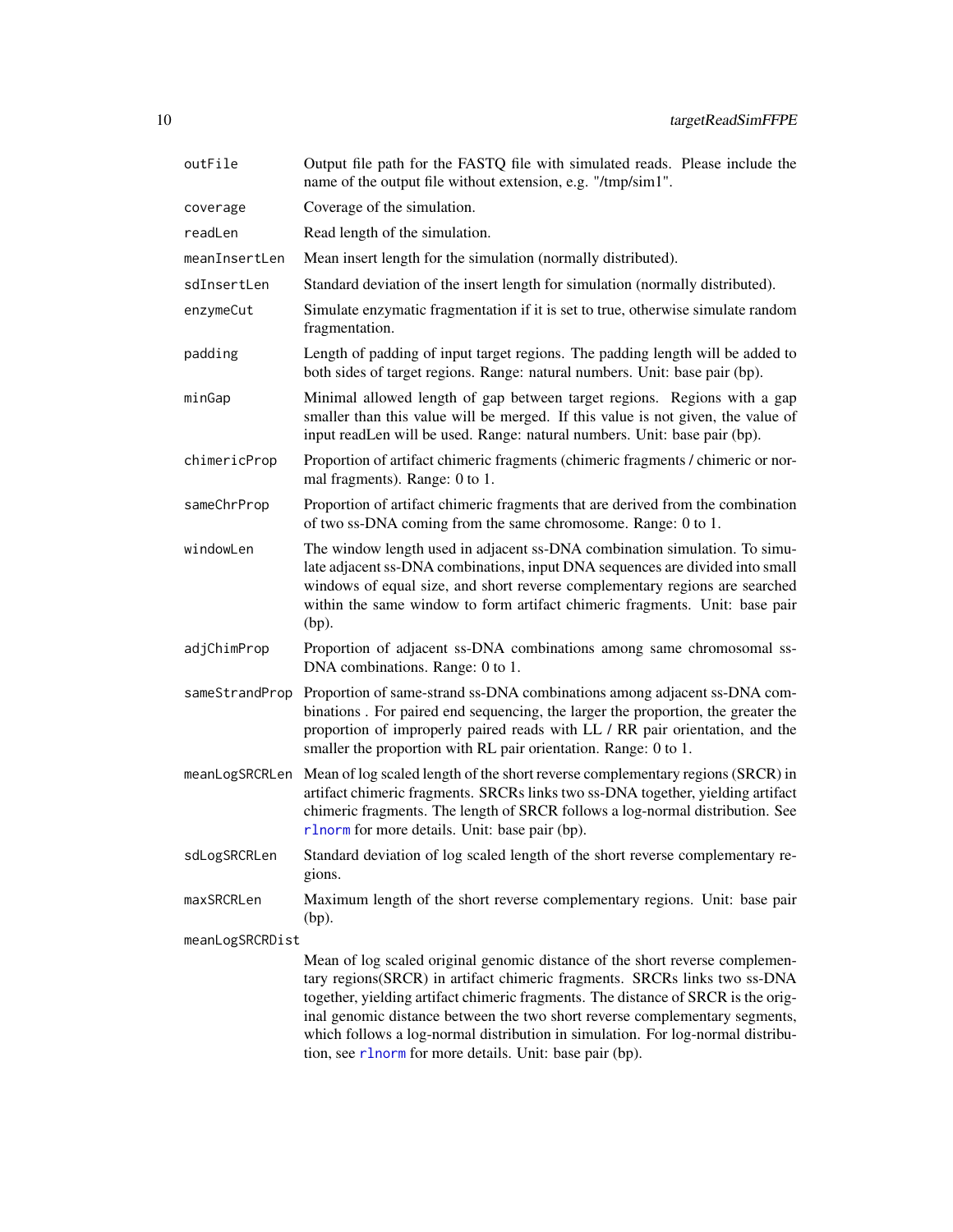| | |
|---|---|
| outFile | Output file path for the FASTQ file with simulated reads. Please include the name of the output file without extension, e.g. "/tmp/sim1". |
| coverage | Coverage of the simulation. |
| readLen | Read length of the simulation. |
| meanInsertLen | Mean insert length for the simulation (normally distributed). |
| sdInsertLen | Standard deviation of the insert length for simulation (normally distributed). |
| enzymeCut | Simulate enzymatic fragmentation if it is set to true, otherwise simulate random fragmentation. |
| padding | Length of padding of input target regions. The padding length will be added to both sides of target regions. Range: natural numbers. Unit: base pair (bp). |
| minGap | Minimal allowed length of gap between target regions. Regions with a gap smaller than this value will be merged. If this value is not given, the value of input readLen will be used. Range: natural numbers. Unit: base pair (bp). |
| chimericProp | Proportion of artifact chimeric fragments (chimeric fragments / chimeric or normal fragments). Range: 0 to 1. |
| sameChrProp | Proportion of artifact chimeric fragments that are derived from the combination of two ss-DNA coming from the same chromosome. Range: 0 to 1. |
| windowLen | The window length used in adjacent ss-DNA combination simulation. To simulate adjacent ss-DNA combinations, input DNA sequences are divided into small windows of equal size, and short reverse complementary regions are searched within the same window to form artifact chimeric fragments. Unit: base pair (bp). |
| adjChimProp | Proportion of adjacent ss-DNA combinations among same chromosomal ss-DNA combinations. Range: 0 to 1. |
| sameStrandProp | Proportion of same-strand ss-DNA combinations among adjacent ss-DNA combinations . For paired end sequencing, the larger the proportion, the greater the proportion of improperly paired reads with LL / RR pair orientation, and the smaller the proportion with RL pair orientation. Range: 0 to 1. |
| meanLogSRCRLen | Mean of log scaled length of the short reverse complementary regions (SRCR) in artifact chimeric fragments. SRCRs links two ss-DNA together, yielding artifact chimeric fragments. The length of SRCR follows a log-normal distribution. See rlnorm for more details. Unit: base pair (bp). |
| sdLogSRCRLen | Standard deviation of log scaled length of the short reverse complementary regions. |
| maxSRCRLen | Maximum length of the short reverse complementary regions. Unit: base pair (bp). |
| meanLogSRCRDist | Mean of log scaled original genomic distance of the short reverse complementary regions(SRCR) in artifact chimeric fragments. SRCRs links two ss-DNA together, yielding artifact chimeric fragments. The distance of SRCR is the original genomic distance between the two short reverse complementary segments, which follows a log-normal distribution in simulation. For log-normal distribution, see rlnorm for more details. Unit: base pair (bp). |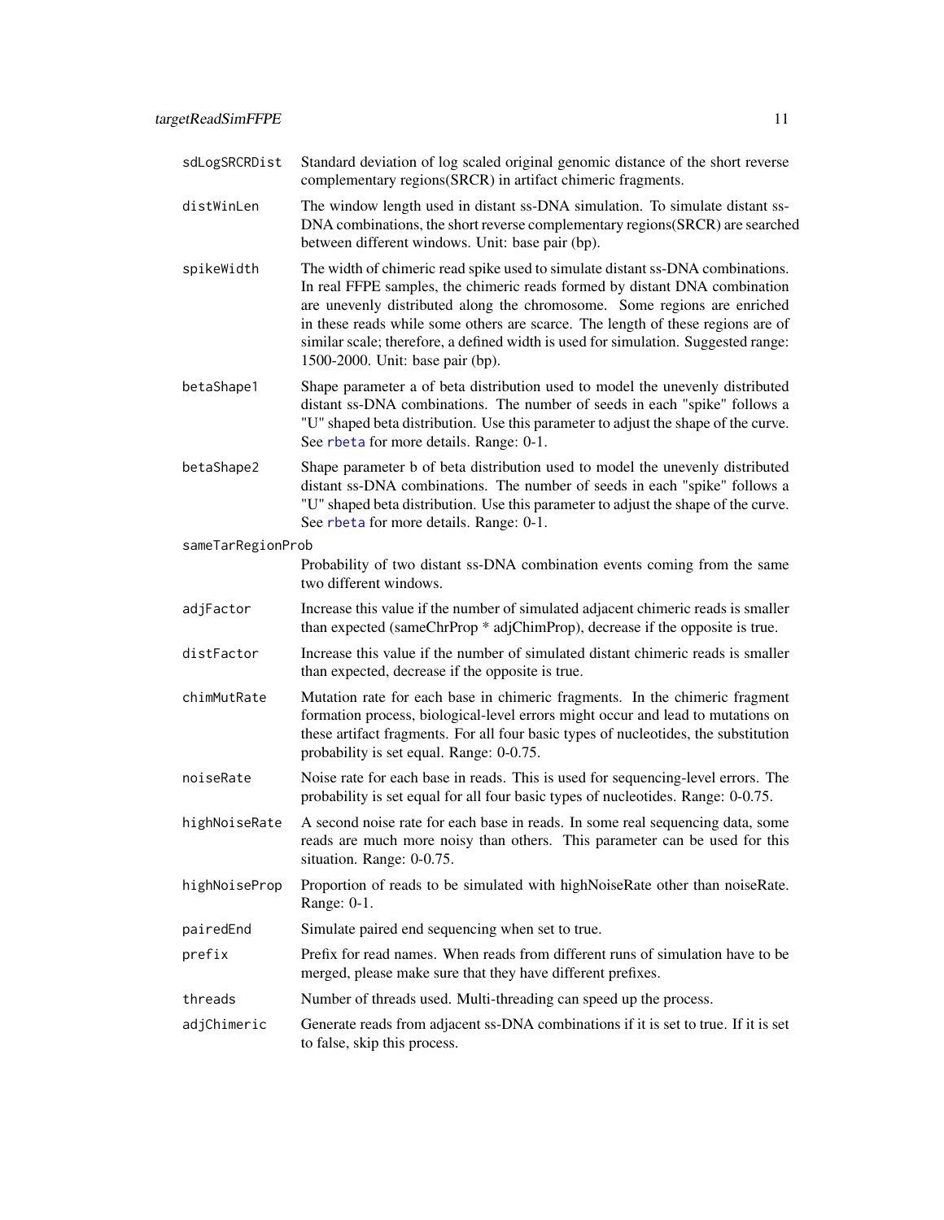| | |
|---|---|
| `sdLogSRCRDist` | Standard deviation of log scaled original genomic distance of the short reverse complementary regions(SRCR) in artifact chimeric fragments. |
| `distWinLen` | The window length used in distant ss-DNA simulation. To simulate distant ss-DNA combinations, the short reverse complementary regions(SRCR) are searched between different windows. Unit: base pair (bp). |
| `spikeWidth` | The width of chimeric read spike used to simulate distant ss-DNA combinations. In real FFPE samples, the chimeric reads formed by distant DNA combination are unevenly distributed along the chromosome. Some regions are enriched in these reads while some others are scarce. The length of these regions are of similar scale; therefore, a defined width is used for simulation. Suggested range: 1500-2000. Unit: base pair (bp). |
| `betaShape1` | Shape parameter a of beta distribution used to model the unevenly distributed distant ss-DNA combinations. The number of seeds in each "spike" follows a "U" shaped beta distribution. Use this parameter to adjust the shape of the curve. See rbeta for more details. Range: 0-1. |
| `betaShape2` | Shape parameter b of beta distribution used to model the unevenly distributed distant ss-DNA combinations. The number of seeds in each "spike" follows a "U" shaped beta distribution. Use this parameter to adjust the shape of the curve. See rbeta for more details. Range: 0-1. |
| `sameTarRegionProb` | Probability of two distant ss-DNA combination events coming from the same two different windows. |
| `adjFactor` | Increase this value if the number of simulated adjacent chimeric reads is smaller than expected (sameChrProp * adjChimProp), decrease if the opposite is true. |
| `distFactor` | Increase this value if the number of simulated distant chimeric reads is smaller than expected, decrease if the opposite is true. |
| `chimMutRate` | Mutation rate for each base in chimeric fragments. In the chimeric fragment formation process, biological-level errors might occur and lead to mutations on these artifact fragments. For all four basic types of nucleotides, the substitution probability is set equal. Range: 0-0.75. |
| `noiseRate` | Noise rate for each base in reads. This is used for sequencing-level errors. The probability is set equal for all four basic types of nucleotides. Range: 0-0.75. |
| `highNoiseRate` | A second noise rate for each base in reads. In some real sequencing data, some reads are much more noisy than others. This parameter can be used for this situation. Range: 0-0.75. |
| `highNoiseProp` | Proportion of reads to be simulated with highNoiseRate other than noiseRate. Range: 0-1. |
| `pairedEnd` | Simulate paired end sequencing when set to true. |
| `prefix` | Prefix for read names. When reads from different runs of simulation have to be merged, please make sure that they have different prefixes. |
| `threads` | Number of threads used. Multi-threading can speed up the process. |
| `adjChimeric` | Generate reads from adjacent ss-DNA combinations if it is set to true. If it is set to false, skip this process. |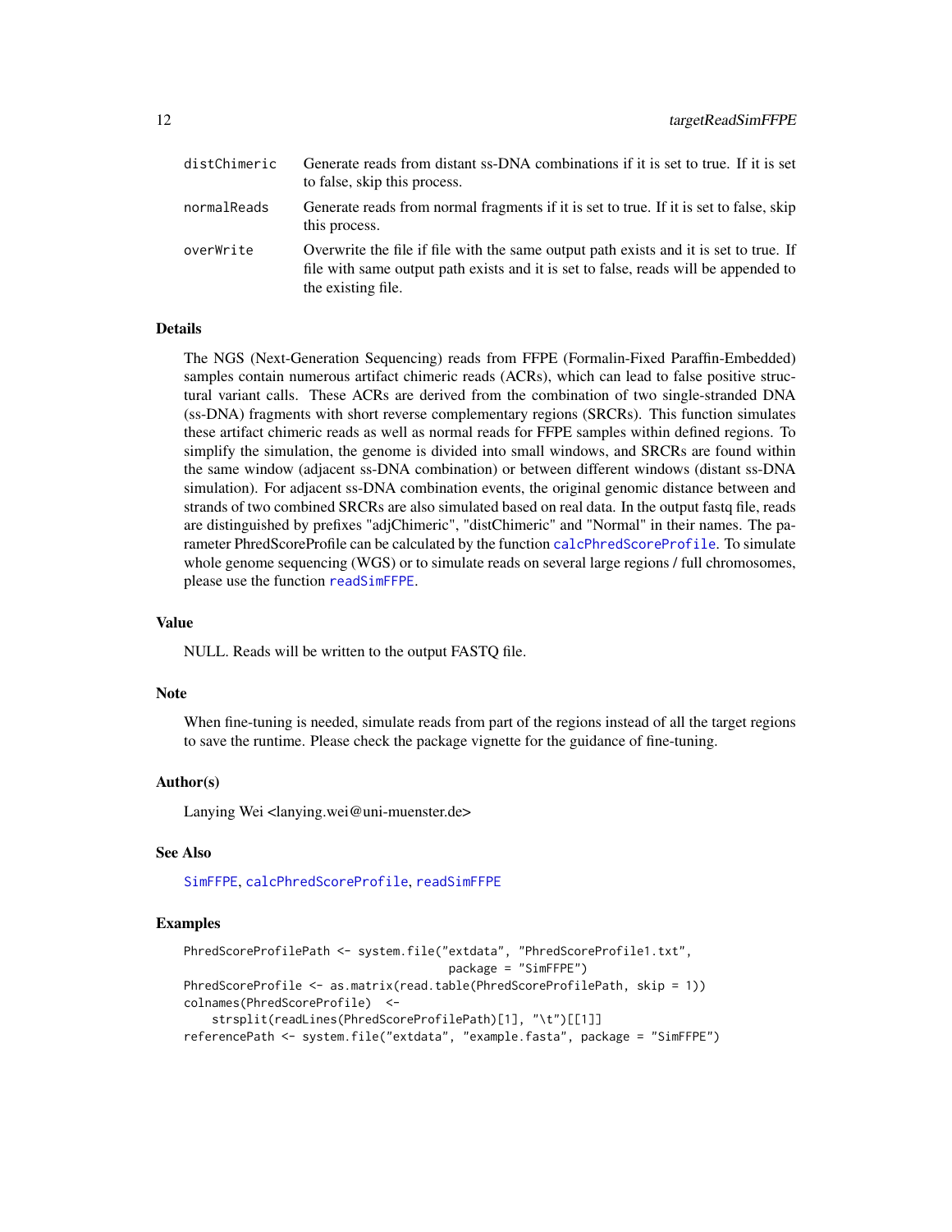| | |
|---|---|
| distChimeric | Generate reads from distant ss-DNA combinations if it is set to true. If it is set to false, skip this process. |
| normalReads | Generate reads from normal fragments if it is set to true. If it is set to false, skip this process. |
| overWrite | Overwrite the file if file with the same output path exists and it is set to true. If file with same output path exists and it is set to false, reads will be appended to the existing file. |

## Details

The NGS (Next-Generation Sequencing) reads from FFPE (Formalin-Fixed Paraffin-Embedded) samples contain numerous artifact chimeric reads (ACRs), which can lead to false positive structural variant calls. These ACRs are derived from the combination of two single-stranded DNA (ss-DNA) fragments with short reverse complementary regions (SRCRs). This function simulates these artifact chimeric reads as well as normal reads for FFPE samples within defined regions. To simplify the simulation, the genome is divided into small windows, and SRCRs are found within the same window (adjacent ss-DNA combination) or between different windows (distant ss-DNA simulation). For adjacent ss-DNA combination events, the original genomic distance between and strands of two combined SRCRs are also simulated based on real data. In the output fastq file, reads are distinguished by prefixes "adjChimeric", "distChimeric" and "Normal" in their names. The parameter PhredScoreProfile can be calculated by the function calcPhredScoreProfile. To simulate whole genome sequencing (WGS) or to simulate reads on several large regions / full chromosomes, please use the function readSimFFPE.

## Value

NULL. Reads will be written to the output FASTQ file.

## Note

When fine-tuning is needed, simulate reads from part of the regions instead of all the target regions to save the runtime. Please check the package vignette for the guidance of fine-tuning.

## Author(s)

Lanying Wei <lanying.wei@uni-muenster.de>

## See Also

SimFFPE, calcPhredScoreProfile, readSimFFPE

## Examples

```
PhredScoreProfilePath <- system.file("extdata", "PhredScoreProfile1.txt",
                                     package = "SimFFPE")
PhredScoreProfile <- as.matrix(read.table(PhredScoreProfilePath, skip = 1))
colnames(PhredScoreProfile)  <-
    strsplit(readLines(PhredScoreProfilePath)[1], "\t")[[1]]
referencePath <- system.file("extdata", "example.fasta", package = "SimFFPE")
```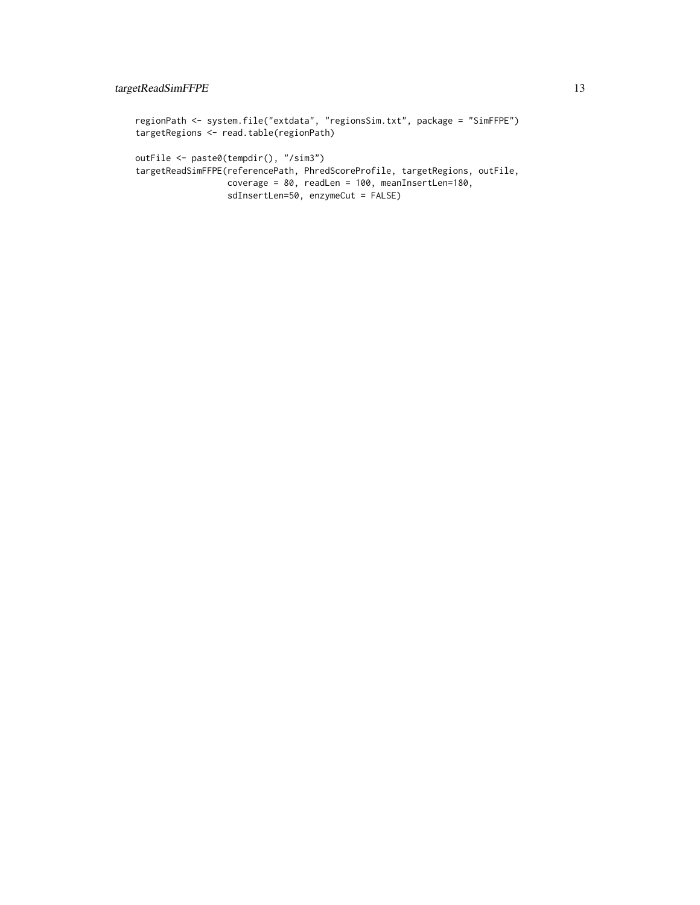```
regionPath <- system.file("extdata", "regionsSim.txt", package = "SimFFPE")
targetRegions <- read.table(regionPath)

outFile <- paste0(tempdir(), "/sim3")
targetReadSimFFPE(referencePath, PhredScoreProfile, targetRegions, outFile,
                  coverage = 80, readLen = 100, meanInsertLen=180,
                  sdInsertLen=50, enzymeCut = FALSE)
```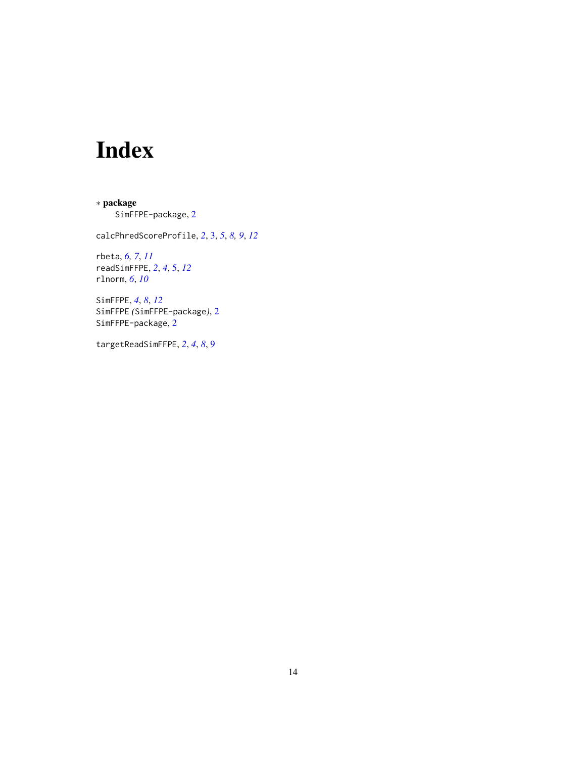# Index

∗ **package**
SimFFPE-package, 2

calcPhredScoreProfile, *2*, 3, *5*, *8, 9*, *12*

rbeta, *6, 7*, *11*
readSimFFPE, *2*, *4*, 5, *12*
rlnorm, *6*, *10*

SimFFPE, *4*, *8*, *12*
SimFFPE *(*SimFFPE-package*)*, 2
SimFFPE-package, 2

targetReadSimFFPE, *2*, *4*, *8*, 9